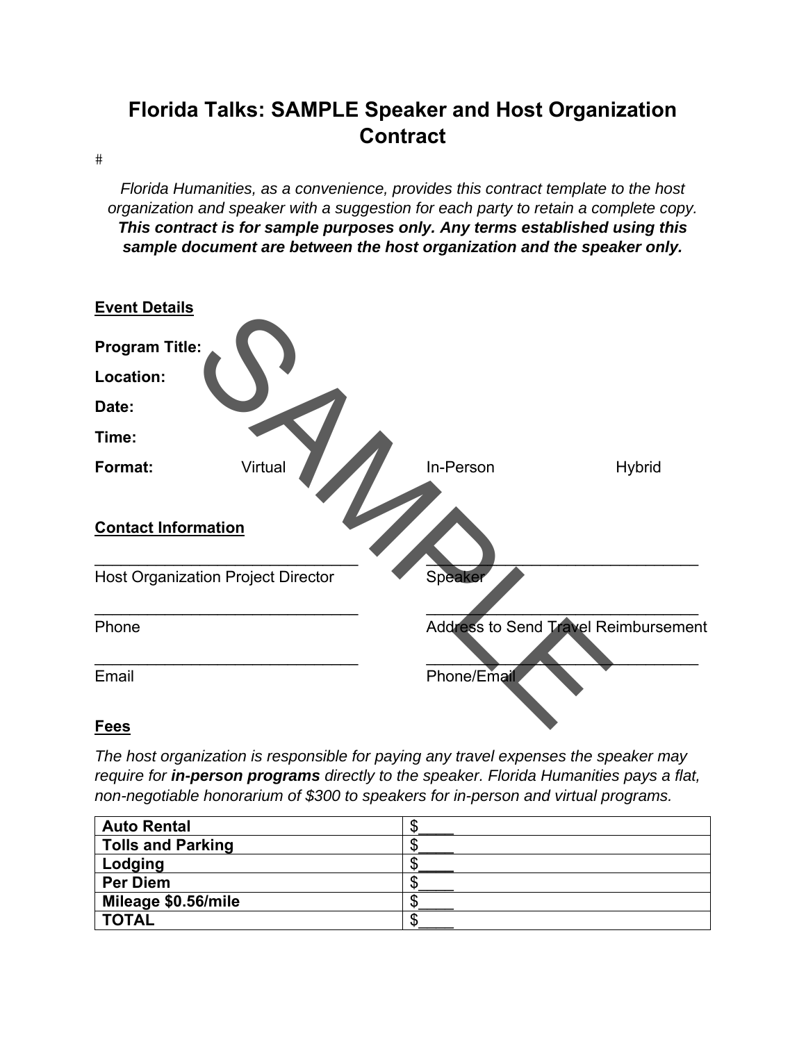# Florida Talks: SAMPLE Speaker and Host Organization Contract

#

*Florida Humanities, as a convenience, provides this contract template to the host organization and speaker with a suggestion for each party to retain a complete copy.* ***This contract is for sample purposes only. Any terms established using this sample document are between the host organization and the speaker only.***

**Event Details**

**Program Title:**

**Location:**

**Date:**

**Time:**

**Format:** Virtual In-Person Hybrid

**Contact Information**

\_\_\_\_\_\_\_\_\_\_\_\_\_\_\_\_\_\_\_\_\_\_\_\_\_\_\_\_\_\_\_\_
Host Organization Project Director

\_\_\_\_\_\_\_\_\_\_\_\_\_\_\_\_\_\_\_\_\_\_\_\_\_\_\_\_\_\_\_\_
Phone

\_\_\_\_\_\_\_\_\_\_\_\_\_\_\_\_\_\_\_\_\_\_\_\_\_\_\_\_\_\_\_\_
Email

\_\_\_\_\_\_\_\_\_\_\_\_\_\_\_\_\_\_\_\_\_\_\_\_\_\_\_\_\_\_\_\_
Speaker

\_\_\_\_\_\_\_\_\_\_\_\_\_\_\_\_\_\_\_\_\_\_\_\_\_\_\_\_\_\_\_\_
Address to Send Travel Reimbursement

\_\_\_\_\_\_\_\_\_\_\_\_\_\_\_\_\_\_\_\_\_\_\_\_\_\_\_\_\_\_\_\_
Phone/Email

**Fees**

*The host organization is responsible for paying any travel expenses the speaker may require for* ***in-person programs*** *directly to the speaker. Florida Humanities pays a flat, non-negotiable honorarium of $300 to speakers for in-person and virtual programs.*

| | |
|---|---|
| **Auto Rental** | $____ |
| **Tolls and Parking** | $____ |
| **Lodging** | $____ |
| **Per Diem** | $____ |
| **Mileage $0.56/mile** | $____ |
| **TOTAL** | $____ |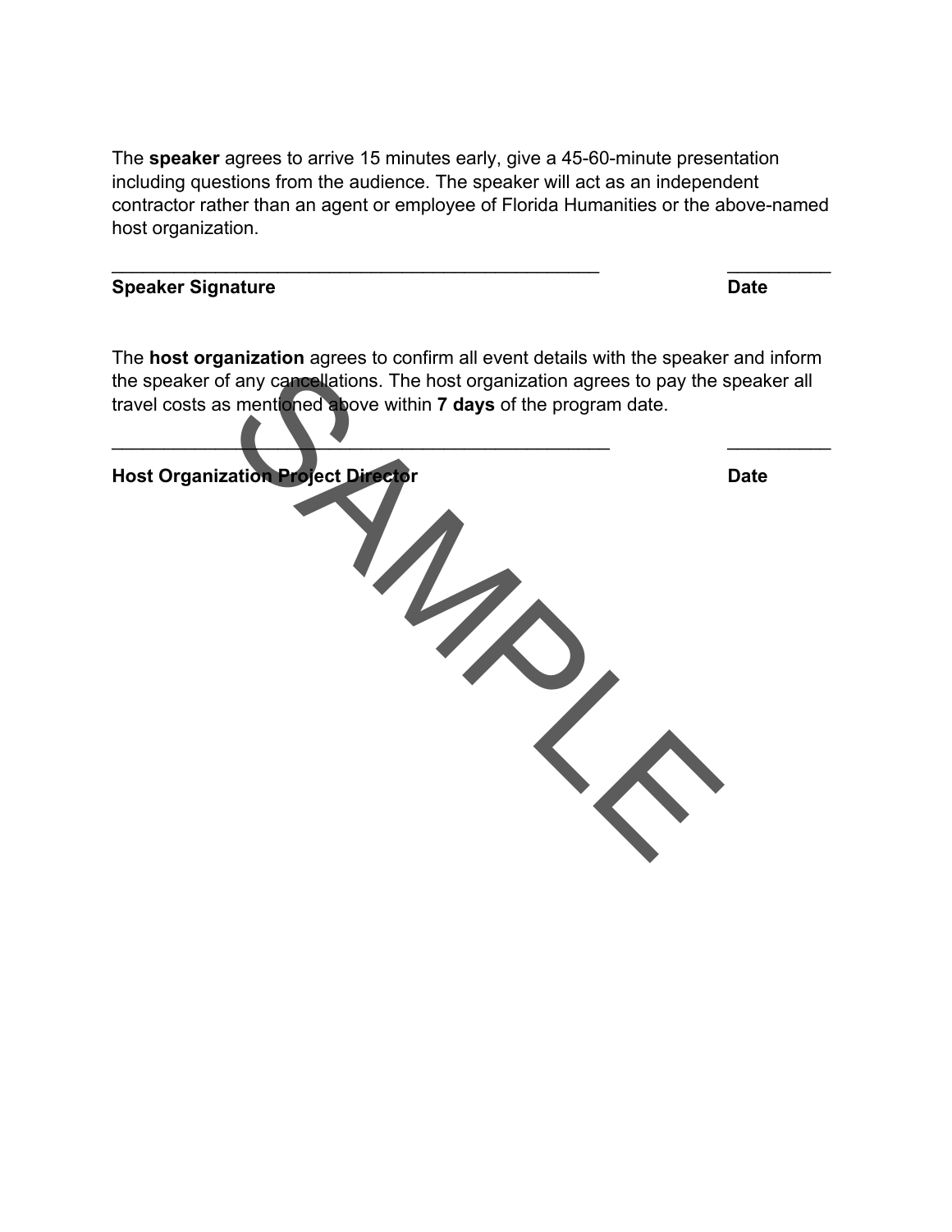The **speaker** agrees to arrive 15 minutes early, give a 45-60-minute presentation including questions from the audience. The speaker will act as an independent contractor rather than an agent or employee of Florida Humanities or the above-named host organization.

\_\_\_\_\_\_\_\_\_\_\_\_\_\_\_\_\_\_\_\_\_\_\_\_\_\_\_\_\_\_\_\_\_\_\_\_\_\_\_\_\_\_\_\_\_\_\_\_\_\_ \_\_\_\_\_\_\_\_\_\_

**Speaker Signature** **Date**

The **host organization** agrees to confirm all event details with the speaker and inform the speaker of any cancellations. The host organization agrees to pay the speaker all travel costs as mentioned above within **7 days** of the program date.

\_\_\_\_\_\_\_\_\_\_\_\_\_\_\_\_\_\_\_\_\_\_\_\_\_\_\_\_\_\_\_\_\_\_\_\_\_\_\_\_\_\_\_\_\_\_\_\_\_\_ \_\_\_\_\_\_\_\_\_\_

**Host Organization Project Director** **Date**

SAMPLE